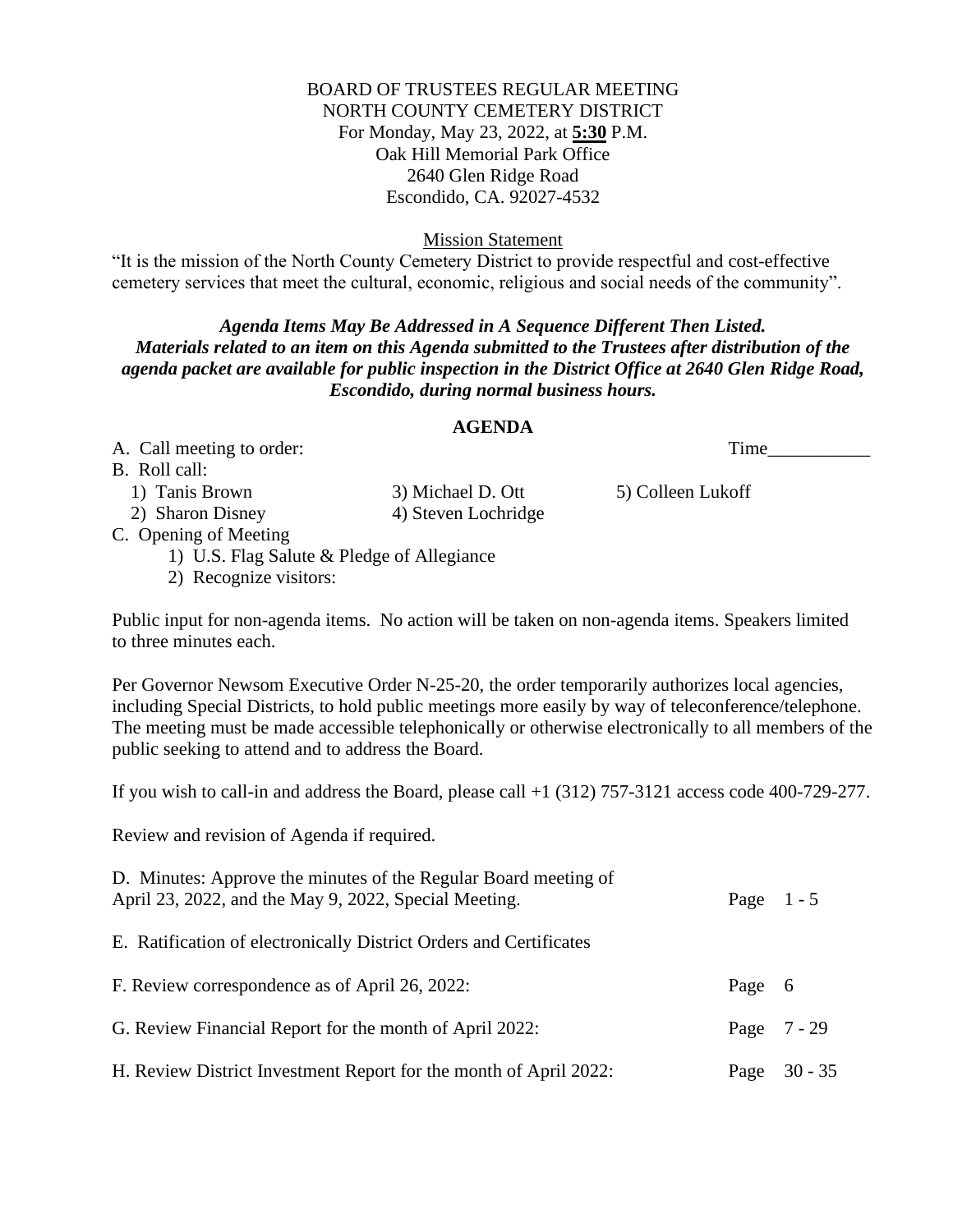BOARD OF TRUSTEES REGULAR MEETING
NORTH COUNTY CEMETERY DISTRICT
For Monday, May 23, 2022, at **5:30** P.M.
Oak Hill Memorial Park Office
2640 Glen Ridge Road
Escondido, CA. 92027-4532

Mission Statement

"It is the mission of the North County Cemetery District to provide respectful and cost-effective cemetery services that meet the cultural, economic, religious and social needs of the community".

***Agenda Items May Be Addressed in A Sequence Different Then Listed. Materials related to an item on this Agenda submitted to the Trustees after distribution of the agenda packet are available for public inspection in the District Office at 2640 Glen Ridge Road, Escondido, during normal business hours.***

## AGENDA

A. Call meeting to order: Time___________

B. Roll call:
   1) Tanis Brown
   2) Sharon Disney
   3) Michael D. Ott
   4) Steven Lochridge
   5) Colleen Lukoff

C. Opening of Meeting
   1) U.S. Flag Salute & Pledge of Allegiance
   2) Recognize visitors:

Public input for non-agenda items. No action will be taken on non-agenda items. Speakers limited to three minutes each.

Per Governor Newsom Executive Order N-25-20, the order temporarily authorizes local agencies, including Special Districts, to hold public meetings more easily by way of teleconference/telephone. The meeting must be made accessible telephonically or otherwise electronically to all members of the public seeking to attend and to address the Board.

If you wish to call-in and address the Board, please call +1 (312) 757-3121 access code 400-729-277.

Review and revision of Agenda if required.

D. Minutes: Approve the minutes of the Regular Board meeting of April 23, 2022, and the May 9, 2022, Special Meeting. Page 1 - 5

E. Ratification of electronically District Orders and Certificates

F. Review correspondence as of April 26, 2022: Page 6

G. Review Financial Report for the month of April 2022: Page 7 - 29

H. Review District Investment Report for the month of April 2022: Page 30 - 35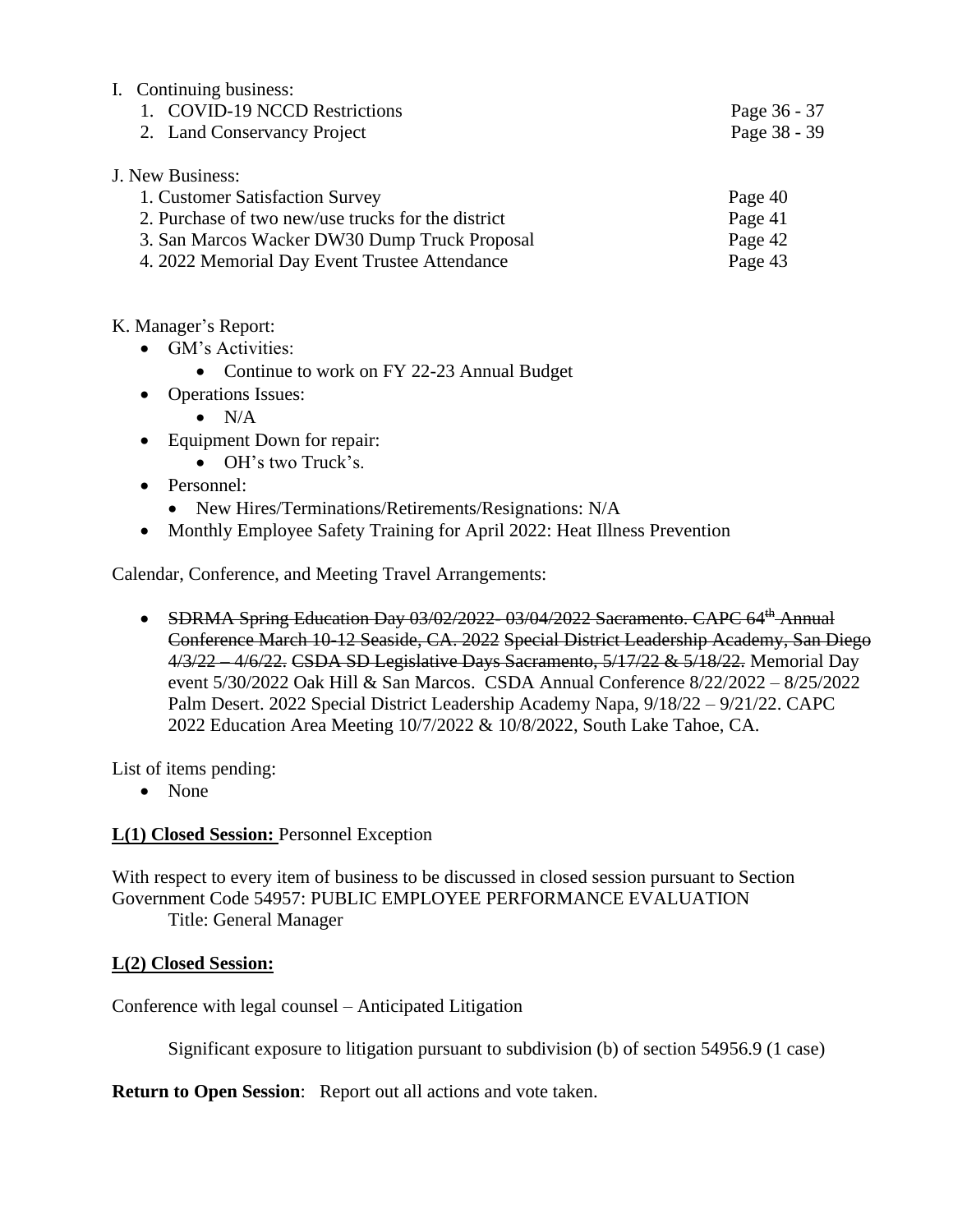I. Continuing business:

1. COVID-19 NCCD Restrictions — Page 36 - 37
2. Land Conservancy Project — Page 38 - 39

J. New Business:

1. Customer Satisfaction Survey — Page 40
2. Purchase of two new/use trucks for the district — Page 41
3. San Marcos Wacker DW30 Dump Truck Proposal — Page 42
4. 2022 Memorial Day Event Trustee Attendance — Page 43

K. Manager's Report:

- GM's Activities:
  - Continue to work on FY 22-23 Annual Budget
- Operations Issues:
  - N/A
- Equipment Down for repair:
  - OH's two Truck's.
- Personnel:
  - New Hires/Terminations/Retirements/Resignations: N/A
- Monthly Employee Safety Training for April 2022: Heat Illness Prevention

Calendar, Conference, and Meeting Travel Arrangements:

- ~~SDRMA Spring Education Day 03/02/2022- 03/04/2022 Sacramento. CAPC 64th Annual Conference March 10-12 Seaside, CA. 2022 Special District Leadership Academy, San Diego 4/3/22 – 4/6/22. CSDA SD Legislative Days Sacramento, 5/17/22 & 5/18/22.~~ Memorial Day event 5/30/2022 Oak Hill & San Marcos. CSDA Annual Conference 8/22/2022 – 8/25/2022 Palm Desert. 2022 Special District Leadership Academy Napa, 9/18/22 – 9/21/22. CAPC 2022 Education Area Meeting 10/7/2022 & 10/8/2022, South Lake Tahoe, CA.

List of items pending:

- None

**L(1) Closed Session:** Personnel Exception

With respect to every item of business to be discussed in closed session pursuant to Section Government Code 54957: PUBLIC EMPLOYEE PERFORMANCE EVALUATION
Title: General Manager

**L(2) Closed Session:**

Conference with legal counsel – Anticipated Litigation

Significant exposure to litigation pursuant to subdivision (b) of section 54956.9 (1 case)

**Return to Open Session**: Report out all actions and vote taken.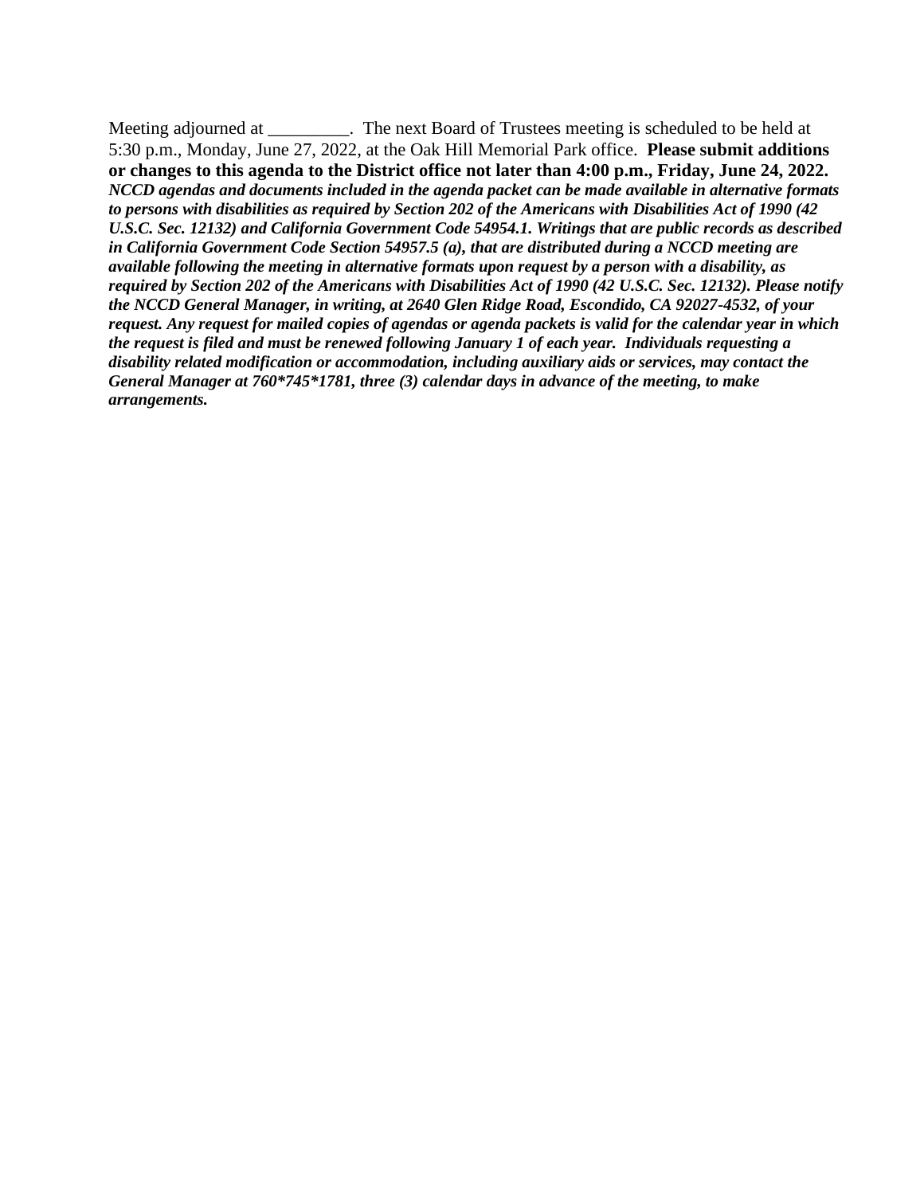Meeting adjourned at _________. The next Board of Trustees meeting is scheduled to be held at 5:30 p.m., Monday, June 27, 2022, at the Oak Hill Memorial Park office. **Please submit additions or changes to this agenda to the District office not later than 4:00 p.m., Friday, June 24, 2022.** ***NCCD agendas and documents included in the agenda packet can be made available in alternative formats to persons with disabilities as required by Section 202 of the Americans with Disabilities Act of 1990 (42 U.S.C. Sec. 12132) and California Government Code 54954.1. Writings that are public records as described in California Government Code Section 54957.5 (a), that are distributed during a NCCD meeting are available following the meeting in alternative formats upon request by a person with a disability, as required by Section 202 of the Americans with Disabilities Act of 1990 (42 U.S.C. Sec. 12132). Please notify the NCCD General Manager, in writing, at 2640 Glen Ridge Road, Escondido, CA 92027-4532, of your request. Any request for mailed copies of agendas or agenda packets is valid for the calendar year in which the request is filed and must be renewed following January 1 of each year. Individuals requesting a disability related modification or accommodation, including auxiliary aids or services, may contact the General Manager at 760*745*1781, three (3) calendar days in advance of the meeting, to make arrangements.***